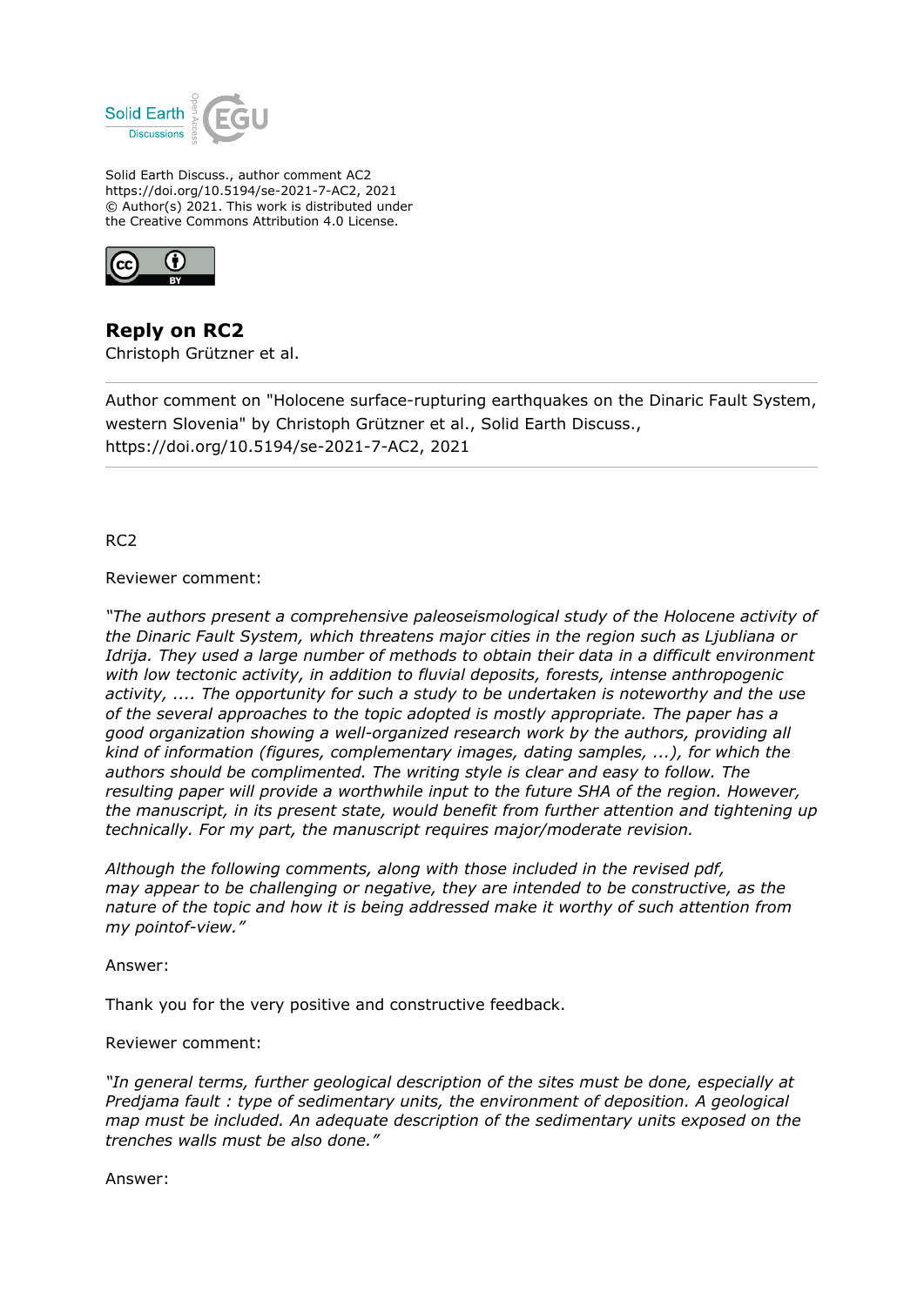Solid Earth Discuss., author comment AC2
https://doi.org/10.5194/se-2021-7-AC2, 2021
© Author(s) 2021. This work is distributed under
the Creative Commons Attribution 4.0 License.

# Reply on RC2

Christoph Grützner et al.

---

Author comment on "Holocene surface-rupturing earthquakes on the Dinaric Fault System, western Slovenia" by Christoph Grützner et al., Solid Earth Discuss., https://doi.org/10.5194/se-2021-7-AC2, 2021

---

RC2

Reviewer comment:

*"The authors present a comprehensive paleoseismological study of the Holocene activity of the Dinaric Fault System, which threatens major cities in the region such as Ljubliana or Idrija. They used a large number of methods to obtain their data in a difficult environment with low tectonic activity, in addition to fluvial deposits, forests, intense anthropogenic activity, .... The opportunity for such a study to be undertaken is noteworthy and the use of the several approaches to the topic adopted is mostly appropriate. The paper has a good organization showing a well-organized research work by the authors, providing all kind of information (figures, complementary images, dating samples, ...), for which the authors should be complimented. The writing style is clear and easy to follow. The resulting paper will provide a worthwhile input to the future SHA of the region. However, the manuscript, in its present state, would benefit from further attention and tightening up technically. For my part, the manuscript requires major/moderate revision.*

*Although the following comments, along with those included in the revised pdf, may appear to be challenging or negative, they are intended to be constructive, as the nature of the topic and how it is being addressed make it worthy of such attention from my pointof-view."*

Answer:

Thank you for the very positive and constructive feedback.

Reviewer comment:

*"In general terms, further geological description of the sites must be done, especially at Predjama fault : type of sedimentary units, the environment of deposition. A geological map must be included. An adequate description of the sedimentary units exposed on the trenches walls must be also done."*

Answer: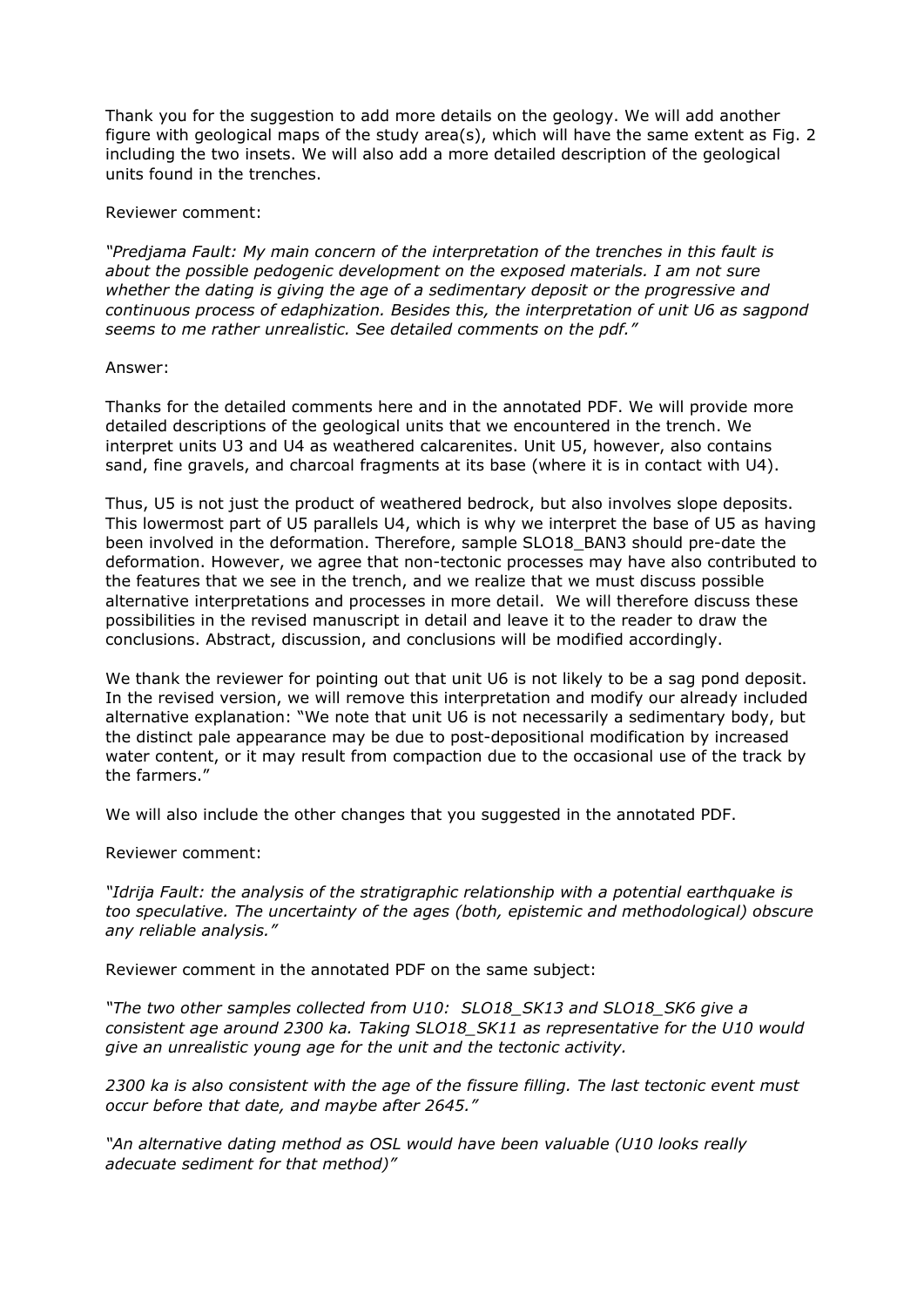Thank you for the suggestion to add more details on the geology. We will add another figure with geological maps of the study area(s), which will have the same extent as Fig. 2 including the two insets. We will also add a more detailed description of the geological units found in the trenches.

Reviewer comment:

*"Predjama Fault: My main concern of the interpretation of the trenches in this fault is about the possible pedogenic development on the exposed materials. I am not sure whether the dating is giving the age of a sedimentary deposit or the progressive and continuous process of edaphization. Besides this, the interpretation of unit U6 as sagpond seems to me rather unrealistic. See detailed comments on the pdf."*

Answer:

Thanks for the detailed comments here and in the annotated PDF. We will provide more detailed descriptions of the geological units that we encountered in the trench. We interpret units U3 and U4 as weathered calcarenites. Unit U5, however, also contains sand, fine gravels, and charcoal fragments at its base (where it is in contact with U4).

Thus, U5 is not just the product of weathered bedrock, but also involves slope deposits. This lowermost part of U5 parallels U4, which is why we interpret the base of U5 as having been involved in the deformation. Therefore, sample SLO18_BAN3 should pre-date the deformation. However, we agree that non-tectonic processes may have also contributed to the features that we see in the trench, and we realize that we must discuss possible alternative interpretations and processes in more detail. We will therefore discuss these possibilities in the revised manuscript in detail and leave it to the reader to draw the conclusions. Abstract, discussion, and conclusions will be modified accordingly.

We thank the reviewer for pointing out that unit U6 is not likely to be a sag pond deposit. In the revised version, we will remove this interpretation and modify our already included alternative explanation: "We note that unit U6 is not necessarily a sedimentary body, but the distinct pale appearance may be due to post-depositional modification by increased water content, or it may result from compaction due to the occasional use of the track by the farmers."

We will also include the other changes that you suggested in the annotated PDF.

Reviewer comment:

*"Idrija Fault: the analysis of the stratigraphic relationship with a potential earthquake is too speculative. The uncertainty of the ages (both, epistemic and methodological) obscure any reliable analysis."*

Reviewer comment in the annotated PDF on the same subject:

*"The two other samples collected from U10: SLO18_SK13 and SLO18_SK6 give a consistent age around 2300 ka. Taking SLO18_SK11 as representative for the U10 would give an unrealistic young age for the unit and the tectonic activity.*

*2300 ka is also consistent with the age of the fissure filling. The last tectonic event must occur before that date, and maybe after 2645."*

*"An alternative dating method as OSL would have been valuable (U10 looks really adecuate sediment for that method)"*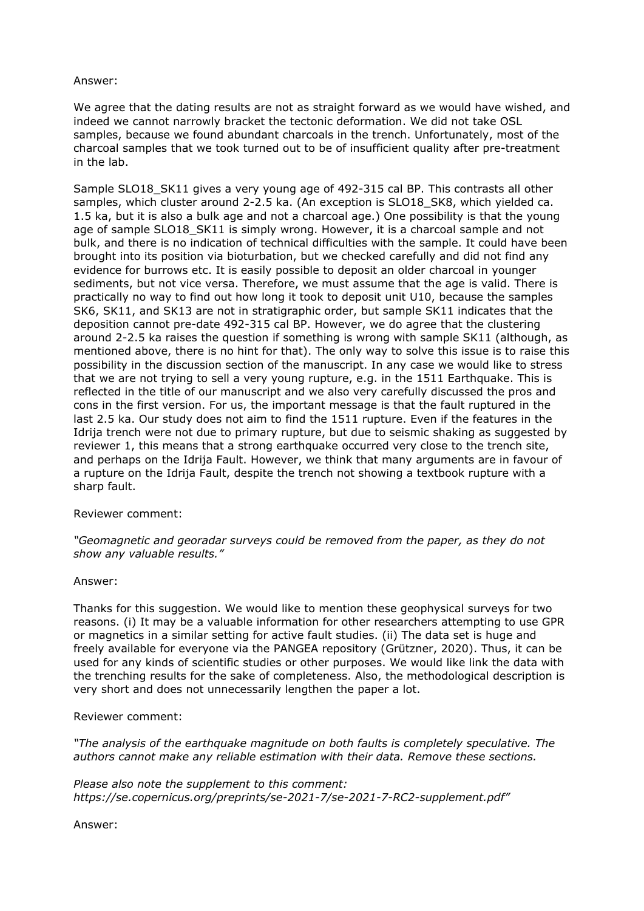Answer:

We agree that the dating results are not as straight forward as we would have wished, and indeed we cannot narrowly bracket the tectonic deformation. We did not take OSL samples, because we found abundant charcoals in the trench. Unfortunately, most of the charcoal samples that we took turned out to be of insufficient quality after pre-treatment in the lab.

Sample SLO18_SK11 gives a very young age of 492-315 cal BP. This contrasts all other samples, which cluster around 2-2.5 ka. (An exception is SLO18_SK8, which yielded ca. 1.5 ka, but it is also a bulk age and not a charcoal age.) One possibility is that the young age of sample SLO18_SK11 is simply wrong. However, it is a charcoal sample and not bulk, and there is no indication of technical difficulties with the sample. It could have been brought into its position via bioturbation, but we checked carefully and did not find any evidence for burrows etc. It is easily possible to deposit an older charcoal in younger sediments, but not vice versa. Therefore, we must assume that the age is valid. There is practically no way to find out how long it took to deposit unit U10, because the samples SK6, SK11, and SK13 are not in stratigraphic order, but sample SK11 indicates that the deposition cannot pre-date 492-315 cal BP. However, we do agree that the clustering around 2-2.5 ka raises the question if something is wrong with sample SK11 (although, as mentioned above, there is no hint for that). The only way to solve this issue is to raise this possibility in the discussion section of the manuscript. In any case we would like to stress that we are not trying to sell a very young rupture, e.g. in the 1511 Earthquake. This is reflected in the title of our manuscript and we also very carefully discussed the pros and cons in the first version. For us, the important message is that the fault ruptured in the last 2.5 ka. Our study does not aim to find the 1511 rupture. Even if the features in the Idrija trench were not due to primary rupture, but due to seismic shaking as suggested by reviewer 1, this means that a strong earthquake occurred very close to the trench site, and perhaps on the Idrija Fault. However, we think that many arguments are in favour of a rupture on the Idrija Fault, despite the trench not showing a textbook rupture with a sharp fault.

Reviewer comment:

*"Geomagnetic and georadar surveys could be removed from the paper, as they do not show any valuable results."*

Answer:

Thanks for this suggestion. We would like to mention these geophysical surveys for two reasons. (i) It may be a valuable information for other researchers attempting to use GPR or magnetics in a similar setting for active fault studies. (ii) The data set is huge and freely available for everyone via the PANGEA repository (Grützner, 2020). Thus, it can be used for any kinds of scientific studies or other purposes. We would like link the data with the trenching results for the sake of completeness. Also, the methodological description is very short and does not unnecessarily lengthen the paper a lot.

Reviewer comment:

*"The analysis of the earthquake magnitude on both faults is completely speculative. The authors cannot make any reliable estimation with their data. Remove these sections.*

*Please also note the supplement to this comment: https://se.copernicus.org/preprints/se-2021-7/se-2021-7-RC2-supplement.pdf"*

Answer: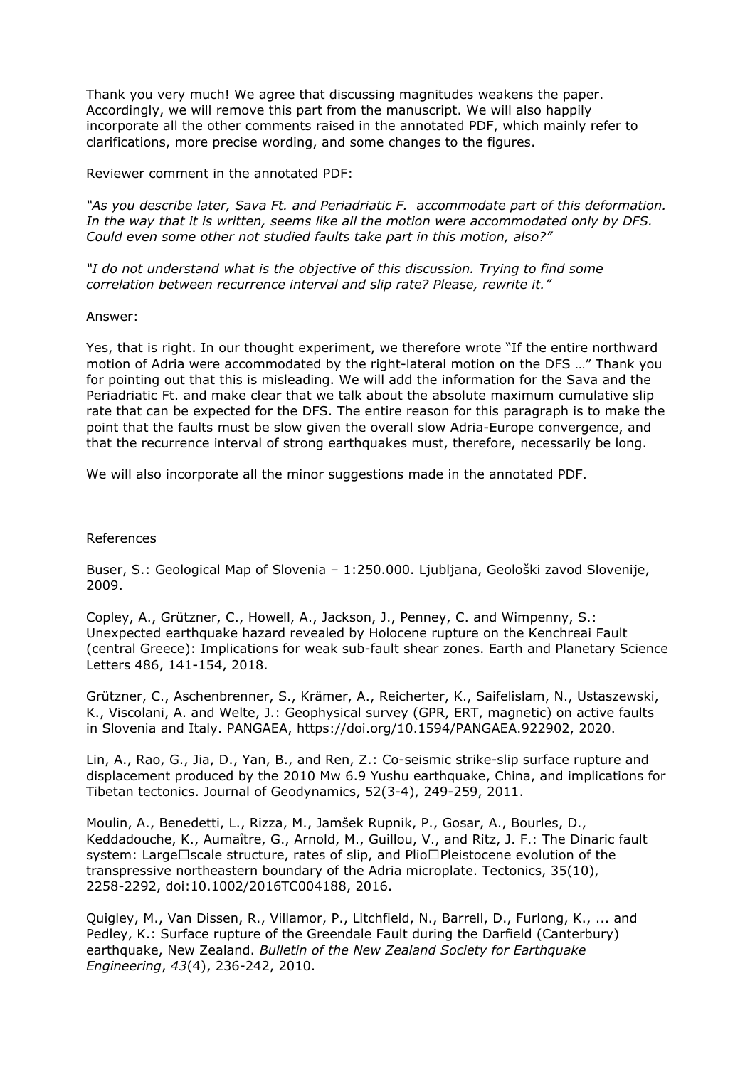Thank you very much! We agree that discussing magnitudes weakens the paper. Accordingly, we will remove this part from the manuscript. We will also happily incorporate all the other comments raised in the annotated PDF, which mainly refer to clarifications, more precise wording, and some changes to the figures.

Reviewer comment in the annotated PDF:

*"As you describe later, Sava Ft. and Periadriatic F. accommodate part of this deformation. In the way that it is written, seems like all the motion were accommodated only by DFS. Could even some other not studied faults take part in this motion, also?"*

*"I do not understand what is the objective of this discussion. Trying to find some correlation between recurrence interval and slip rate? Please, rewrite it."*

Answer:

Yes, that is right. In our thought experiment, we therefore wrote "If the entire northward motion of Adria were accommodated by the right-lateral motion on the DFS …" Thank you for pointing out that this is misleading. We will add the information for the Sava and the Periadriatic Ft. and make clear that we talk about the absolute maximum cumulative slip rate that can be expected for the DFS. The entire reason for this paragraph is to make the point that the faults must be slow given the overall slow Adria-Europe convergence, and that the recurrence interval of strong earthquakes must, therefore, necessarily be long.

We will also incorporate all the minor suggestions made in the annotated PDF.

References

Buser, S.: Geological Map of Slovenia – 1:250.000. Ljubljana, Geološki zavod Slovenije, 2009.

Copley, A., Grützner, C., Howell, A., Jackson, J., Penney, C. and Wimpenny, S.: Unexpected earthquake hazard revealed by Holocene rupture on the Kenchreai Fault (central Greece): Implications for weak sub-fault shear zones. Earth and Planetary Science Letters 486, 141-154, 2018.

Grützner, C., Aschenbrenner, S., Krämer, A., Reicherter, K., Saifelislam, N., Ustaszewski, K., Viscolani, A. and Welte, J.: Geophysical survey (GPR, ERT, magnetic) on active faults in Slovenia and Italy. PANGAEA, https://doi.org/10.1594/PANGAEA.922902, 2020.

Lin, A., Rao, G., Jia, D., Yan, B., and Ren, Z.: Co-seismic strike-slip surface rupture and displacement produced by the 2010 Mw 6.9 Yushu earthquake, China, and implications for Tibetan tectonics. Journal of Geodynamics, 52(3-4), 249-259, 2011.

Moulin, A., Benedetti, L., Rizza, M., Jamšek Rupnik, P., Gosar, A., Bourles, D., Keddadouche, K., Aumaître, G., Arnold, M., Guillou, V., and Ritz, J. F.: The Dinaric fault system: Large‐scale structure, rates of slip, and Plio‐Pleistocene evolution of the transpressive northeastern boundary of the Adria microplate. Tectonics, 35(10), 2258-2292, doi:10.1002/2016TC004188, 2016.

Quigley, M., Van Dissen, R., Villamor, P., Litchfield, N., Barrell, D., Furlong, K., ... and Pedley, K.: Surface rupture of the Greendale Fault during the Darfield (Canterbury) earthquake, New Zealand. *Bulletin of the New Zealand Society for Earthquake Engineering*, *43*(4), 236-242, 2010.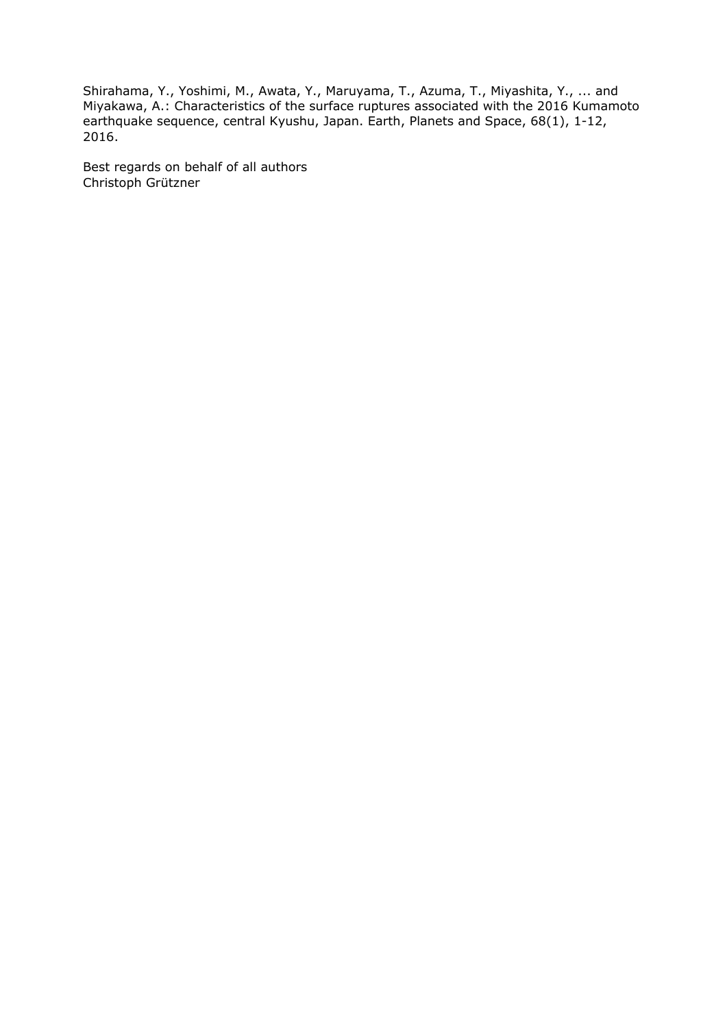Shirahama, Y., Yoshimi, M., Awata, Y., Maruyama, T., Azuma, T., Miyashita, Y., ... and Miyakawa, A.: Characteristics of the surface ruptures associated with the 2016 Kumamoto earthquake sequence, central Kyushu, Japan. Earth, Planets and Space, 68(1), 1-12, 2016.

Best regards on behalf of all authors
Christoph Grützner